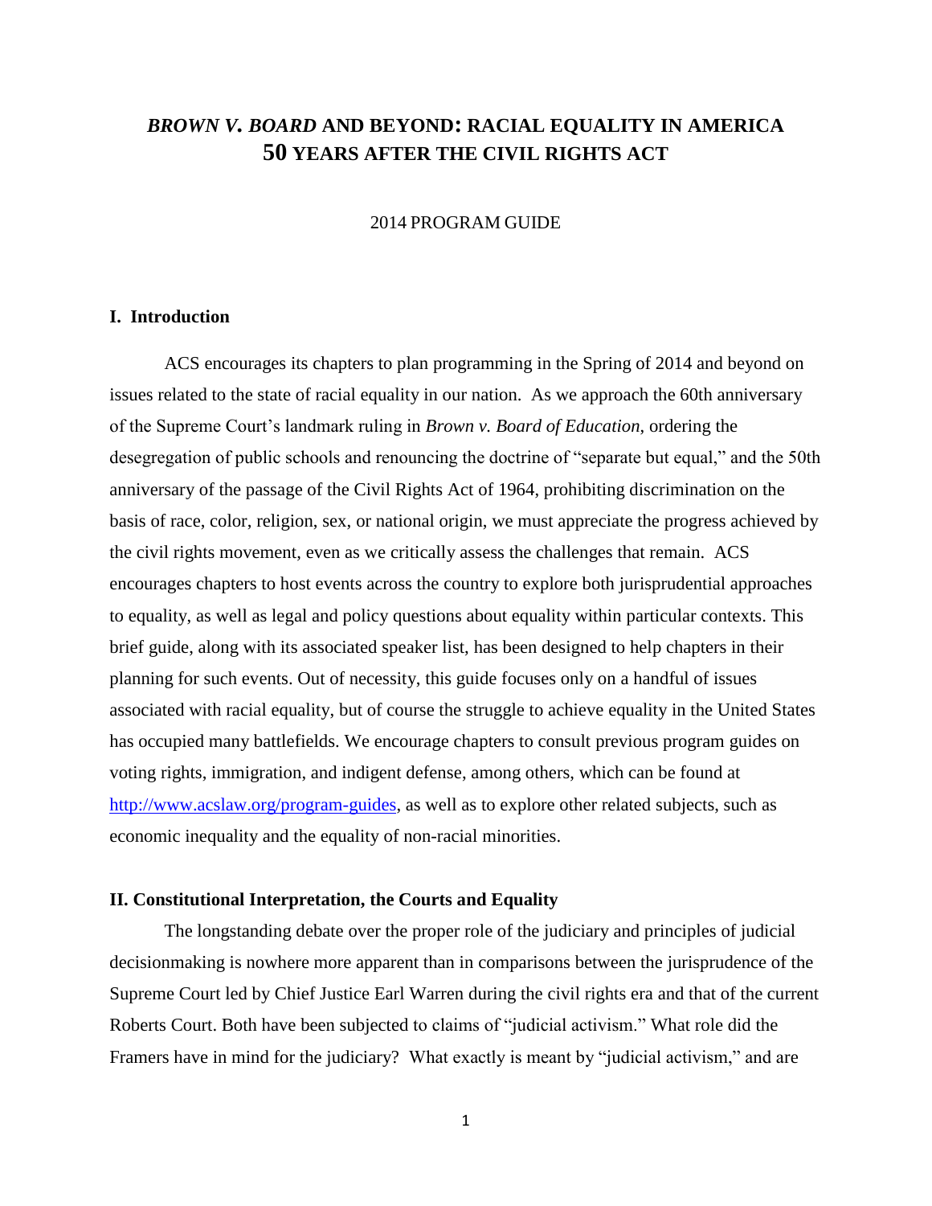# *BROWN V. BOARD* AND BEYOND: RACIAL EQUALITY IN AMERICA 50 YEARS AFTER THE CIVIL RIGHTS ACT

2014 PROGRAM GUIDE

## I. Introduction

ACS encourages its chapters to plan programming in the Spring of 2014 and beyond on issues related to the state of racial equality in our nation. As we approach the 60th anniversary of the Supreme Court's landmark ruling in *Brown v. Board of Education*, ordering the desegregation of public schools and renouncing the doctrine of "separate but equal," and the 50th anniversary of the passage of the Civil Rights Act of 1964, prohibiting discrimination on the basis of race, color, religion, sex, or national origin, we must appreciate the progress achieved by the civil rights movement, even as we critically assess the challenges that remain. ACS encourages chapters to host events across the country to explore both jurisprudential approaches to equality, as well as legal and policy questions about equality within particular contexts. This brief guide, along with its associated speaker list, has been designed to help chapters in their planning for such events. Out of necessity, this guide focuses only on a handful of issues associated with racial equality, but of course the struggle to achieve equality in the United States has occupied many battlefields. We encourage chapters to consult previous program guides on voting rights, immigration, and indigent defense, among others, which can be found at [http://www.acslaw.org/program-guides](http://www.acslaw.org/program-guides), as well as to explore other related subjects, such as economic inequality and the equality of non-racial minorities.

## II. Constitutional Interpretation, the Courts and Equality

The longstanding debate over the proper role of the judiciary and principles of judicial decisionmaking is nowhere more apparent than in comparisons between the jurisprudence of the Supreme Court led by Chief Justice Earl Warren during the civil rights era and that of the current Roberts Court. Both have been subjected to claims of "judicial activism." What role did the Framers have in mind for the judiciary? What exactly is meant by "judicial activism," and are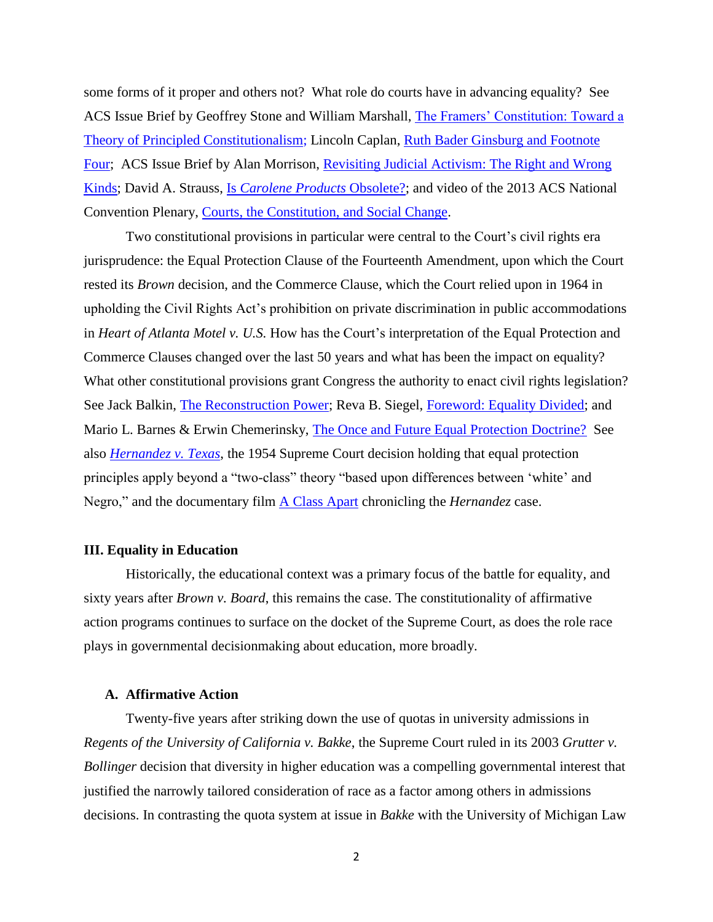some forms of it proper and others not? What role do courts have in advancing equality? See ACS Issue Brief by Geoffrey Stone and William Marshall, The Framers' Constitution: Toward a Theory of Principled Constitutionalism; Lincoln Caplan, Ruth Bader Ginsburg and Footnote Four; ACS Issue Brief by Alan Morrison, Revisiting Judicial Activism: The Right and Wrong Kinds; David A. Strauss, Is *Carolene Products* Obsolete?; and video of the 2013 ACS National Convention Plenary, Courts, the Constitution, and Social Change.

Two constitutional provisions in particular were central to the Court's civil rights era jurisprudence: the Equal Protection Clause of the Fourteenth Amendment, upon which the Court rested its *Brown* decision, and the Commerce Clause, which the Court relied upon in 1964 in upholding the Civil Rights Act's prohibition on private discrimination in public accommodations in *Heart of Atlanta Motel v. U.S.* How has the Court's interpretation of the Equal Protection and Commerce Clauses changed over the last 50 years and what has been the impact on equality? What other constitutional provisions grant Congress the authority to enact civil rights legislation? See Jack Balkin, The Reconstruction Power; Reva B. Siegel, Foreword: Equality Divided; and Mario L. Barnes & Erwin Chemerinsky, The Once and Future Equal Protection Doctrine? See also *Hernandez v. Texas*, the 1954 Supreme Court decision holding that equal protection principles apply beyond a "two-class" theory "based upon differences between 'white' and Negro," and the documentary film A Class Apart chronicling the *Hernandez* case.

## III. Equality in Education

Historically, the educational context was a primary focus of the battle for equality, and sixty years after *Brown v. Board*, this remains the case. The constitutionality of affirmative action programs continues to surface on the docket of the Supreme Court, as does the role race plays in governmental decisionmaking about education, more broadly.

### A. Affirmative Action

Twenty-five years after striking down the use of quotas in university admissions in *Regents of the University of California v. Bakke*, the Supreme Court ruled in its 2003 *Grutter v. Bollinger* decision that diversity in higher education was a compelling governmental interest that justified the narrowly tailored consideration of race as a factor among others in admissions decisions. In contrasting the quota system at issue in *Bakke* with the University of Michigan Law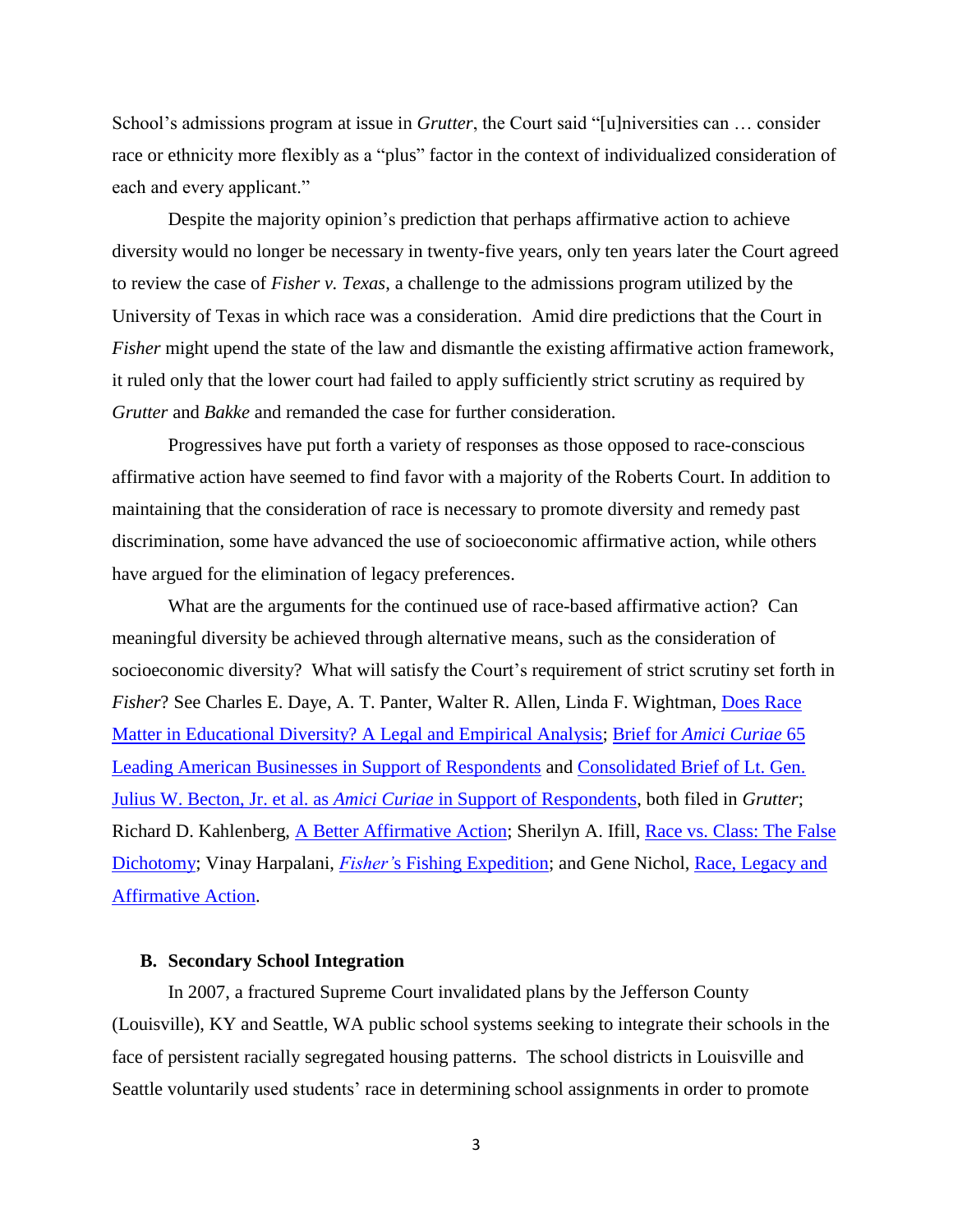School's admissions program at issue in *Grutter*, the Court said "[u]niversities can … consider race or ethnicity more flexibly as a "plus" factor in the context of individualized consideration of each and every applicant."

Despite the majority opinion's prediction that perhaps affirmative action to achieve diversity would no longer be necessary in twenty-five years, only ten years later the Court agreed to review the case of *Fisher v. Texas*, a challenge to the admissions program utilized by the University of Texas in which race was a consideration. Amid dire predictions that the Court in *Fisher* might upend the state of the law and dismantle the existing affirmative action framework, it ruled only that the lower court had failed to apply sufficiently strict scrutiny as required by *Grutter* and *Bakke* and remanded the case for further consideration.

Progressives have put forth a variety of responses as those opposed to race-conscious affirmative action have seemed to find favor with a majority of the Roberts Court. In addition to maintaining that the consideration of race is necessary to promote diversity and remedy past discrimination, some have advanced the use of socioeconomic affirmative action, while others have argued for the elimination of legacy preferences.

What are the arguments for the continued use of race-based affirmative action? Can meaningful diversity be achieved through alternative means, such as the consideration of socioeconomic diversity? What will satisfy the Court's requirement of strict scrutiny set forth in *Fisher*? See Charles E. Daye, A. T. Panter, Walter R. Allen, Linda F. Wightman, Does Race Matter in Educational Diversity? A Legal and Empirical Analysis; Brief for *Amici Curiae* 65 Leading American Businesses in Support of Respondents and Consolidated Brief of Lt. Gen. Julius W. Becton, Jr. et al. as *Amici Curiae* in Support of Respondents, both filed in *Grutter*; Richard D. Kahlenberg, A Better Affirmative Action; Sherilyn A. Ifill, Race vs. Class: The False Dichotomy; Vinay Harpalani, *Fisher's* Fishing Expedition; and Gene Nichol, Race, Legacy and Affirmative Action.

### B. Secondary School Integration

In 2007, a fractured Supreme Court invalidated plans by the Jefferson County (Louisville), KY and Seattle, WA public school systems seeking to integrate their schools in the face of persistent racially segregated housing patterns. The school districts in Louisville and Seattle voluntarily used students' race in determining school assignments in order to promote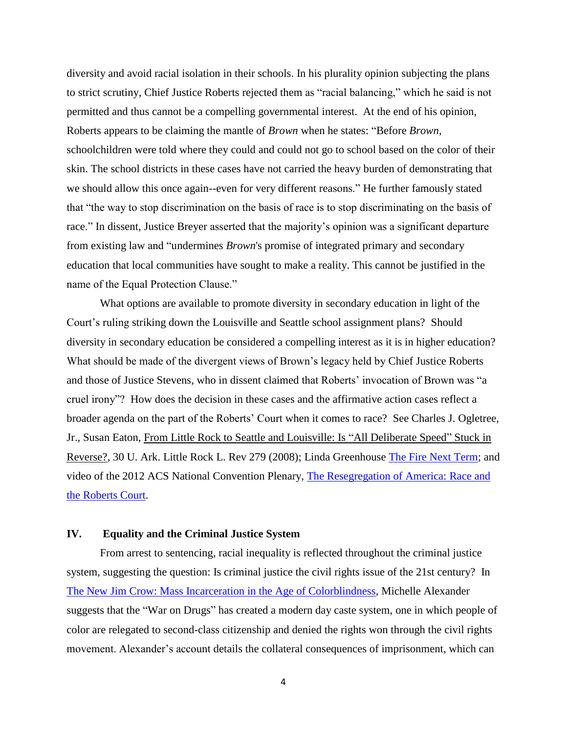diversity and avoid racial isolation in their schools. In his plurality opinion subjecting the plans to strict scrutiny, Chief Justice Roberts rejected them as "racial balancing," which he said is not permitted and thus cannot be a compelling governmental interest. At the end of his opinion, Roberts appears to be claiming the mantle of *Brown* when he states: "Before *Brown*, schoolchildren were told where they could and could not go to school based on the color of their skin. The school districts in these cases have not carried the heavy burden of demonstrating that we should allow this once again--even for very different reasons." He further famously stated that "the way to stop discrimination on the basis of race is to stop discriminating on the basis of race." In dissent, Justice Breyer asserted that the majority's opinion was a significant departure from existing law and "undermines *Brown*'s promise of integrated primary and secondary education that local communities have sought to make a reality. This cannot be justified in the name of the Equal Protection Clause."

What options are available to promote diversity in secondary education in light of the Court's ruling striking down the Louisville and Seattle school assignment plans? Should diversity in secondary education be considered a compelling interest as it is in higher education? What should be made of the divergent views of Brown's legacy held by Chief Justice Roberts and those of Justice Stevens, who in dissent claimed that Roberts' invocation of Brown was "a cruel irony"? How does the decision in these cases and the affirmative action cases reflect a broader agenda on the part of the Roberts' Court when it comes to race? See Charles J. Ogletree, Jr., Susan Eaton, From Little Rock to Seattle and Louisville: Is "All Deliberate Speed" Stuck in Reverse?, 30 U. Ark. Little Rock L. Rev 279 (2008); Linda Greenhouse The Fire Next Term; and video of the 2012 ACS National Convention Plenary, The Resegregation of America: Race and the Roberts Court.

## IV. Equality and the Criminal Justice System

From arrest to sentencing, racial inequality is reflected throughout the criminal justice system, suggesting the question: Is criminal justice the civil rights issue of the 21st century? In The New Jim Crow: Mass Incarceration in the Age of Colorblindness, Michelle Alexander suggests that the "War on Drugs" has created a modern day caste system, one in which people of color are relegated to second-class citizenship and denied the rights won through the civil rights movement. Alexander's account details the collateral consequences of imprisonment, which can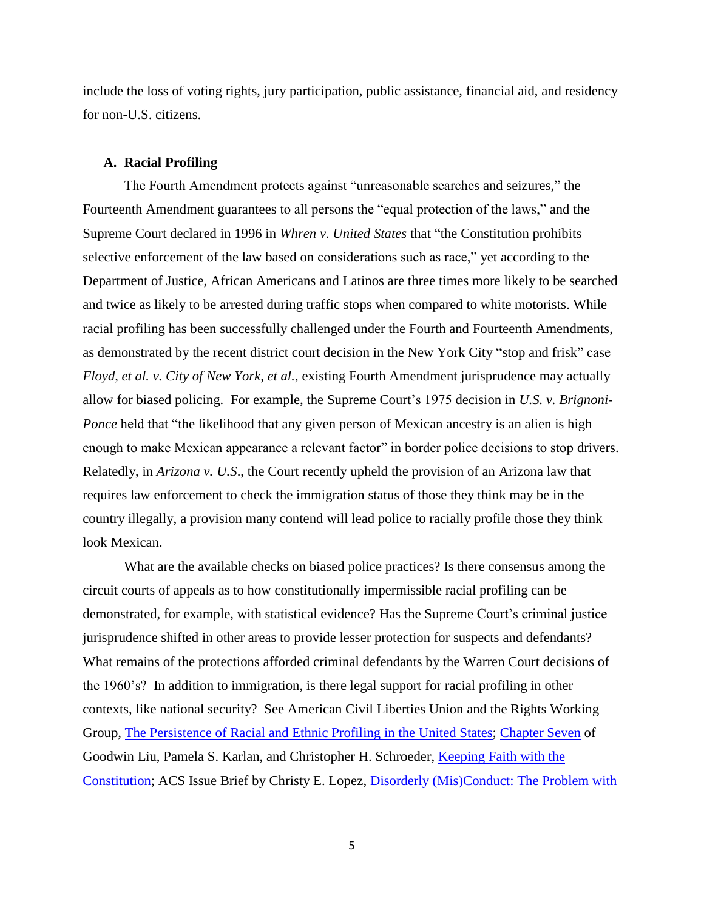include the loss of voting rights, jury participation, public assistance, financial aid, and residency for non-U.S. citizens.

### A. Racial Profiling

The Fourth Amendment protects against "unreasonable searches and seizures," the Fourteenth Amendment guarantees to all persons the "equal protection of the laws," and the Supreme Court declared in 1996 in *Whren v. United States* that "the Constitution prohibits selective enforcement of the law based on considerations such as race," yet according to the Department of Justice, African Americans and Latinos are three times more likely to be searched and twice as likely to be arrested during traffic stops when compared to white motorists. While racial profiling has been successfully challenged under the Fourth and Fourteenth Amendments, as demonstrated by the recent district court decision in the New York City "stop and frisk" case *Floyd, et al. v. City of New York, et al.*, existing Fourth Amendment jurisprudence may actually allow for biased policing. For example, the Supreme Court's 1975 decision in *U.S. v. Brignoni-Ponce* held that "the likelihood that any given person of Mexican ancestry is an alien is high enough to make Mexican appearance a relevant factor" in border police decisions to stop drivers. Relatedly, in *Arizona v. U.S.*, the Court recently upheld the provision of an Arizona law that requires law enforcement to check the immigration status of those they think may be in the country illegally, a provision many contend will lead police to racially profile those they think look Mexican.

What are the available checks on biased police practices? Is there consensus among the circuit courts of appeals as to how constitutionally impermissible racial profiling can be demonstrated, for example, with statistical evidence? Has the Supreme Court's criminal justice jurisprudence shifted in other areas to provide lesser protection for suspects and defendants? What remains of the protections afforded criminal defendants by the Warren Court decisions of the 1960's? In addition to immigration, is there legal support for racial profiling in other contexts, like national security? See American Civil Liberties Union and the Rights Working Group, The Persistence of Racial and Ethnic Profiling in the United States; Chapter Seven of Goodwin Liu, Pamela S. Karlan, and Christopher H. Schroeder, Keeping Faith with the Constitution; ACS Issue Brief by Christy E. Lopez, Disorderly (Mis)Conduct: The Problem with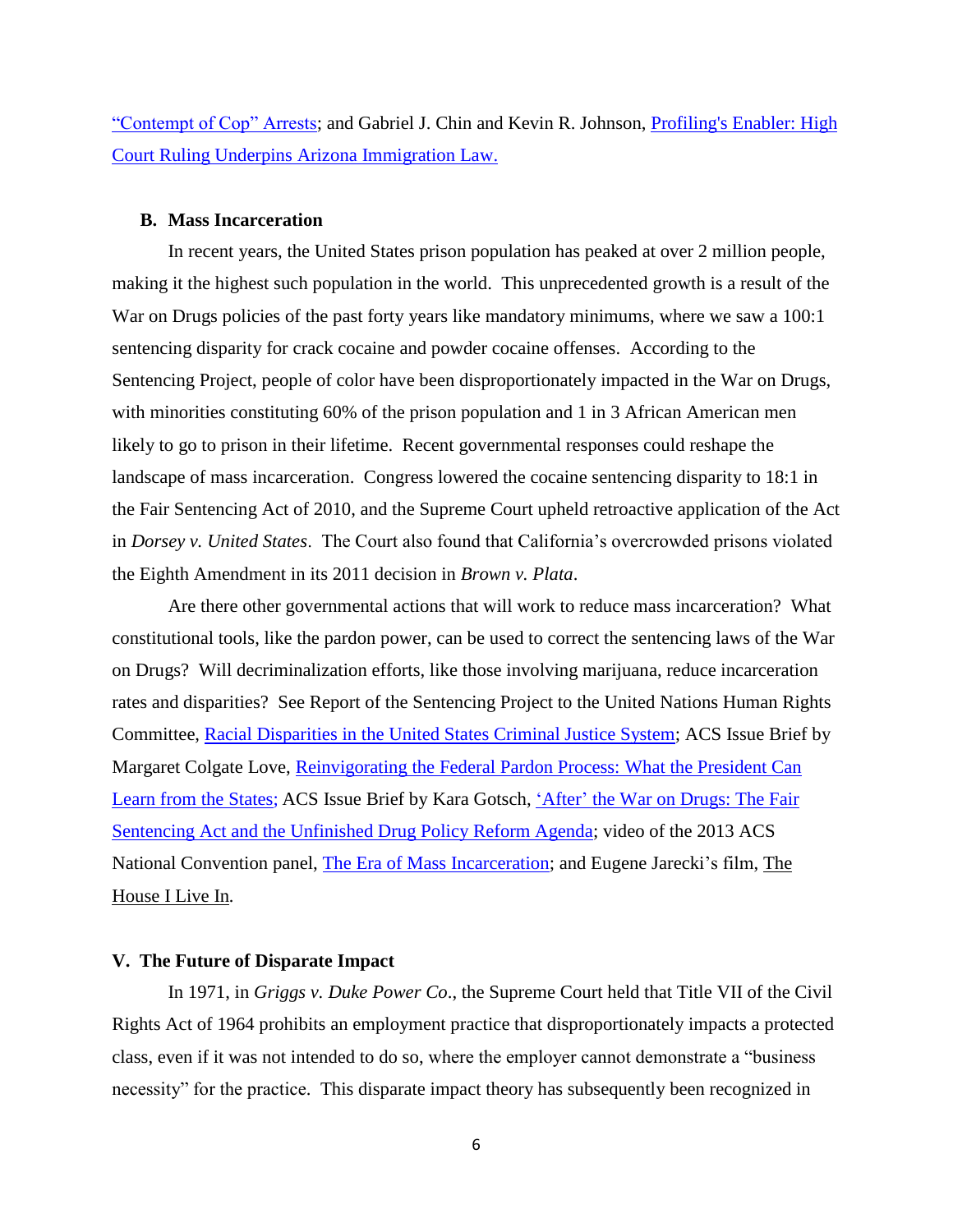"Contempt of Cop" Arrests; and Gabriel J. Chin and Kevin R. Johnson, Profiling's Enabler: High Court Ruling Underpins Arizona Immigration Law.

### B. Mass Incarceration

In recent years, the United States prison population has peaked at over 2 million people, making it the highest such population in the world. This unprecedented growth is a result of the War on Drugs policies of the past forty years like mandatory minimums, where we saw a 100:1 sentencing disparity for crack cocaine and powder cocaine offenses. According to the Sentencing Project, people of color have been disproportionately impacted in the War on Drugs, with minorities constituting 60% of the prison population and 1 in 3 African American men likely to go to prison in their lifetime. Recent governmental responses could reshape the landscape of mass incarceration. Congress lowered the cocaine sentencing disparity to 18:1 in the Fair Sentencing Act of 2010, and the Supreme Court upheld retroactive application of the Act in *Dorsey v. United States*. The Court also found that California's overcrowded prisons violated the Eighth Amendment in its 2011 decision in *Brown v. Plata*.

Are there other governmental actions that will work to reduce mass incarceration? What constitutional tools, like the pardon power, can be used to correct the sentencing laws of the War on Drugs? Will decriminalization efforts, like those involving marijuana, reduce incarceration rates and disparities? See Report of the Sentencing Project to the United Nations Human Rights Committee, Racial Disparities in the United States Criminal Justice System; ACS Issue Brief by Margaret Colgate Love, Reinvigorating the Federal Pardon Process: What the President Can Learn from the States; ACS Issue Brief by Kara Gotsch, 'After' the War on Drugs: The Fair Sentencing Act and the Unfinished Drug Policy Reform Agenda; video of the 2013 ACS National Convention panel, The Era of Mass Incarceration; and Eugene Jarecki's film, The House I Live In.

## V. The Future of Disparate Impact

In 1971, in *Griggs v. Duke Power Co*., the Supreme Court held that Title VII of the Civil Rights Act of 1964 prohibits an employment practice that disproportionately impacts a protected class, even if it was not intended to do so, where the employer cannot demonstrate a "business necessity" for the practice. This disparate impact theory has subsequently been recognized in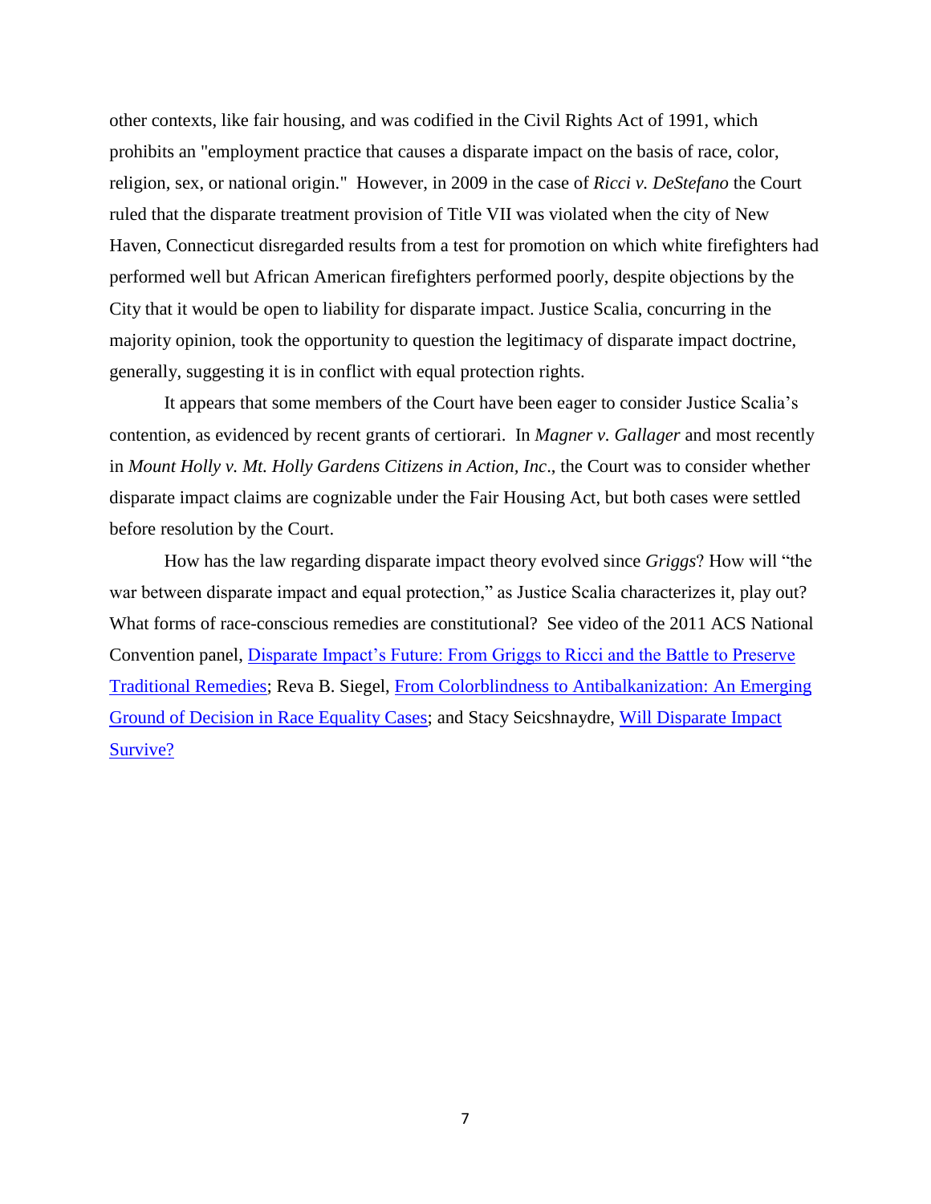other contexts, like fair housing, and was codified in the Civil Rights Act of 1991, which prohibits an "employment practice that causes a disparate impact on the basis of race, color, religion, sex, or national origin." However, in 2009 in the case of *Ricci v. DeStefano* the Court ruled that the disparate treatment provision of Title VII was violated when the city of New Haven, Connecticut disregarded results from a test for promotion on which white firefighters had performed well but African American firefighters performed poorly, despite objections by the City that it would be open to liability for disparate impact. Justice Scalia, concurring in the majority opinion, took the opportunity to question the legitimacy of disparate impact doctrine, generally, suggesting it is in conflict with equal protection rights.

It appears that some members of the Court have been eager to consider Justice Scalia's contention, as evidenced by recent grants of certiorari. In *Magner v. Gallager* and most recently in *Mount Holly v. Mt. Holly Gardens Citizens in Action, Inc*., the Court was to consider whether disparate impact claims are cognizable under the Fair Housing Act, but both cases were settled before resolution by the Court.

How has the law regarding disparate impact theory evolved since *Griggs*? How will "the war between disparate impact and equal protection," as Justice Scalia characterizes it, play out? What forms of race-conscious remedies are constitutional? See video of the 2011 ACS National Convention panel, Disparate Impact's Future: From Griggs to Ricci and the Battle to Preserve Traditional Remedies; Reva B. Siegel, From Colorblindness to Antibalkanization: An Emerging Ground of Decision in Race Equality Cases; and Stacy Seicshnaydre, Will Disparate Impact Survive?